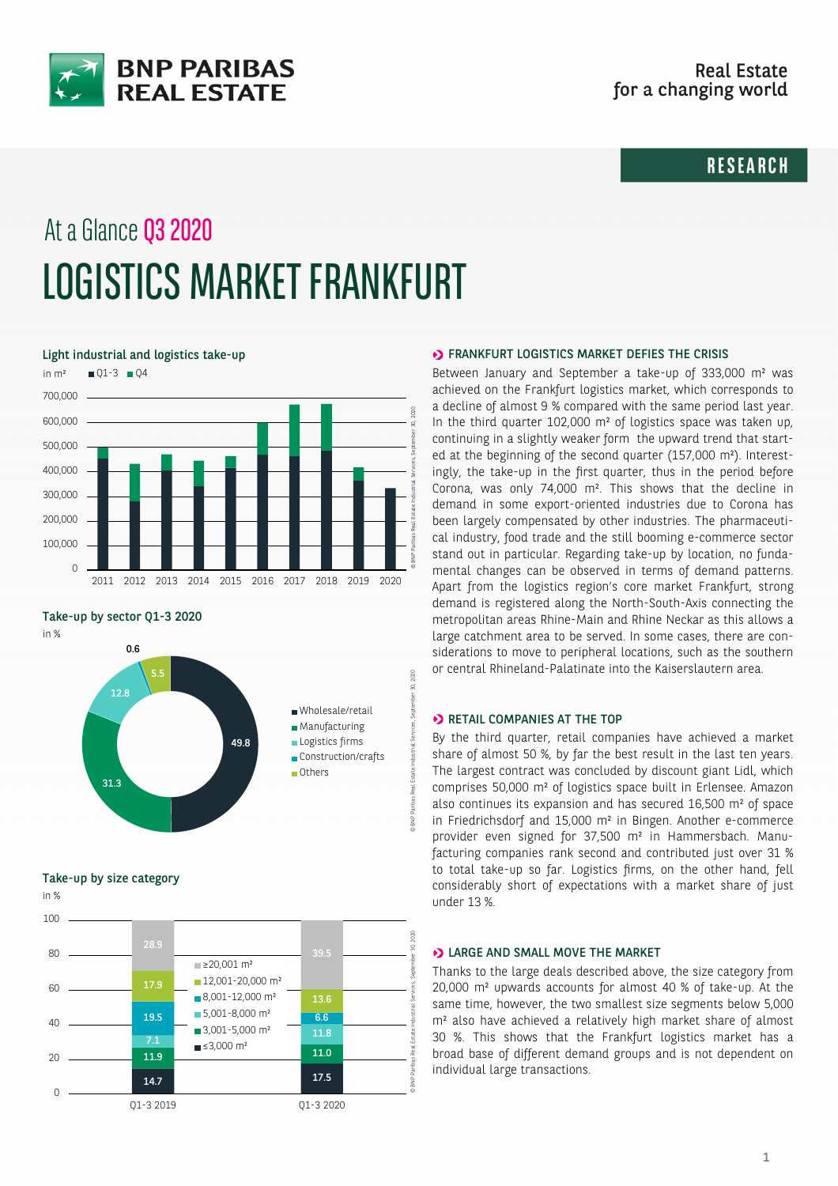RESEARCH

At a Glance Q3 2020

# LOGISTICS MARKET FRANKFURT

## Light industrial and logistics take-up

in m² ■ Q1-3 ■ Q4

## Take-up by sector Q1-3 2020

in %

| Sector | % |
|---|---|
| Wholesale/retail | 49.8 |
| Manufacturing | 31.3 |
| Logistics firms | 12.8 |
| Construction/crafts | 0.6 |
| Others | 5.5 |

## Take-up by size category

in %

| Size category | Q1-3 2019 | Q1-3 2020 |
|---|---|---|
| ≥20,001 m² | 28.9 | 39.5 |
| 12,001-20,000 m² | 17.9 | 13.6 |
| 8,001-12,000 m² | 19.5 | 6.6 |
| 5,001-8,000 m² | 7.1 | 11.8 |
| 3,001-5,000 m² | 11.9 | 11.0 |
| ≤3,000 m² | 14.7 | 17.5 |

### FRANKFURT LOGISTICS MARKET DEFIES THE CRISIS

Between January and September a take-up of 333,000 m² was achieved on the Frankfurt logistics market, which corresponds to a decline of almost 9 % compared with the same period last year. In the third quarter 102,000 m² of logistics space was taken up, continuing in a slightly weaker form the upward trend that started at the beginning of the second quarter (157,000 m²). Interestingly, the take-up in the first quarter, thus in the period before Corona, was only 74,000 m². This shows that the decline in demand in some export-oriented industries due to Corona has been largely compensated by other industries. The pharmaceutical industry, food trade and the still booming e-commerce sector stand out in particular. Regarding take-up by location, no fundamental changes can be observed in terms of demand patterns. Apart from the logistics region's core market Frankfurt, strong demand is registered along the North-South-Axis connecting the metropolitan areas Rhine-Main and Rhine Neckar as this allows a large catchment area to be served. In some cases, there are considerations to move to peripheral locations, such as the southern or central Rhineland-Palatinate into the Kaiserslautern area.

### RETAIL COMPANIES AT THE TOP

By the third quarter, retail companies have achieved a market share of almost 50 %, by far the best result in the last ten years. The largest contract was concluded by discount giant Lidl, which comprises 50,000 m² of logistics space built in Erlensee. Amazon also continues its expansion and has secured 16,500 m² of space in Friedrichsdorf and 15,000 m² in Bingen. Another e-commerce provider even signed for 37,500 m² in Hammersbach. Manufacturing companies rank second and contributed just over 31 % to total take-up so far. Logistics firms, on the other hand, fell considerably short of expectations with a market share of just under 13 %.

### LARGE AND SMALL MOVE THE MARKET

Thanks to the large deals described above, the size category from 20,000 m² upwards accounts for almost 40 % of take-up. At the same time, however, the two smallest size segments below 5,000 m² also have achieved a relatively high market share of almost 30 %. This shows that the Frankfurt logistics market has a broad base of different demand groups and is not dependent on individual large transactions.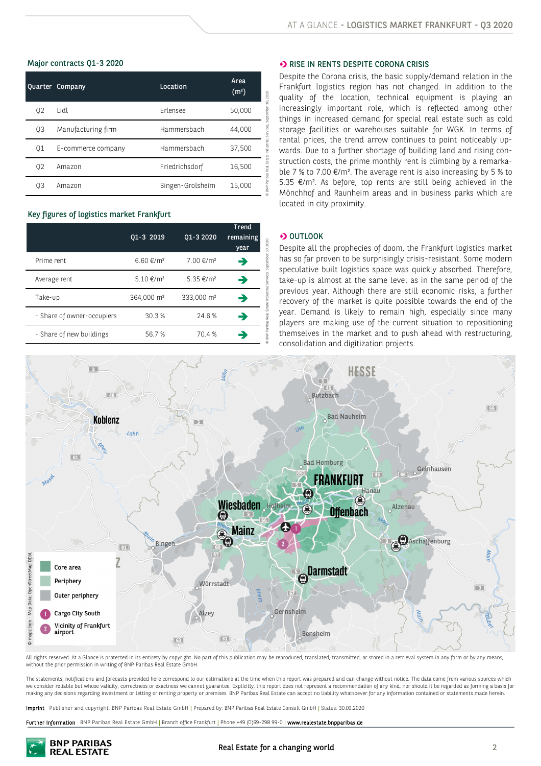## Major contracts Q1-3 2020

| Quarter | Company | Location | Area (m²) |
|---|---|---|---|
| Q2 | Lidl | Erlensee | 50,000 |
| Q3 | Manufacturing firm | Hammersbach | 44,000 |
| Q1 | E-commerce company | Hammersbach | 37,500 |
| Q2 | Amazon | Friedrichsdorf | 16,500 |
| Q3 | Amazon | Bingen-Grolsheim | 15,000 |

© BNP Paribas Real Estate Industrial Services, September 30, 2020

## Key figures of logistics market Frankfurt

| | Q1-3 2019 | Q1-3 2020 | Trend remaining year |
|---|---|---|---|
| Prime rent | 6.60 €/m² | 7.00 €/m² | → |
| Average rent | 5.10 €/m² | 5.35 €/m² | → |
| Take-up | 364,000 m² | 333,000 m² | → |
| - Share of owner-occupiers | 30.3 % | 24.6 % | → |
| - Share of new buildings | 56.7 % | 70.4 % | → |

© BNP Paribas Real Estate Industrial Services, September 30, 2020

## RISE IN RENTS DESPITE CORONA CRISIS

Despite the Corona crisis, the basic supply/demand relation in the Frankfurt logistics region has not changed. In addition to the quality of the location, technical equipment is playing an increasingly important role, which is reflected among other things in increased demand for special real estate such as cold storage facilities or warehouses suitable for WGK. In terms of rental prices, the trend arrow continues to point noticeably upwards. Due to a further shortage of building land and rising construction costs, the prime monthly rent is climbing by a remarkable 7 % to 7.00 €/m². The average rent is also increasing by 5 % to 5.35 €/m². As before, top rents are still being achieved in the Mönchhof and Raunheim areas and in business parks which are located in city proximity.

## OUTLOOK

Despite all the prophecies of doom, the Frankfurt logistics market has so far proven to be surprisingly crisis-resistant. Some modern speculative built logistics space was quickly absorbed. Therefore, take-up is almost at the same level as in the same period of the previous year. Although there are still economic risks, a further recovery of the market is quite possible towards the end of the year. Demand is likely to remain high, especially since many players are making use of the current situation to repositioning themselves in the market and to push ahead with restructuring, consolidation and digitization projects.

HESSE
Koblenz
Butzbach
Bad Nauheim
Bad Homburg
FRANKFURT
Gelnhausen
Hanau
Wiesbaden
Hofheim
Offenbach
Alzenau
Mainz
Bingen
Aschaffenburg
Darmstadt
Wörrstadt
Alzey
Gernsheim
Bensheim

Core area
Periphery
Outer periphery
1 Cargo City South
2 Vicinity of Frankfurt airport

© mapz.com - Map Data: OpenStreetMap ODbL

All rights reserved. At a Glance is protected in its entirety by copyright. No part of this publication may be reproduced, translated, transmitted, or stored in a retrieval system in any form or by any means, without the prior permission in writing of BNP Paribas Real Estate GmbH.

The statements, notifications and forecasts provided here correspond to our estimations at the time when this report was prepared and can change without notice. The data come from various sources which we consider reliable but whose validity, correctness or exactness we cannot guarantee. Explicitly, this report does not represent a recommendation of any kind, nor should it be regarded as forming a basis for making any decisions regarding investment or letting or renting property or premises. BNP Paribas Real Estate can accept no liability whatsoever for any information contained or statements made herein.

**Imprint** Publisher and copyright: BNP Paribas Real Estate GmbH | Prepared by: BNP Paribas Real Estate Consult GmbH | Status: 30.09.2020

**Further Information** BNP Paribas Real Estate GmbH | Branch office Frankfurt | Phone +49 (0)69-298 99-0 | **www.realestate.bnpparibas.de**

BNP PARIBAS REAL ESTATE

Real Estate for a changing world